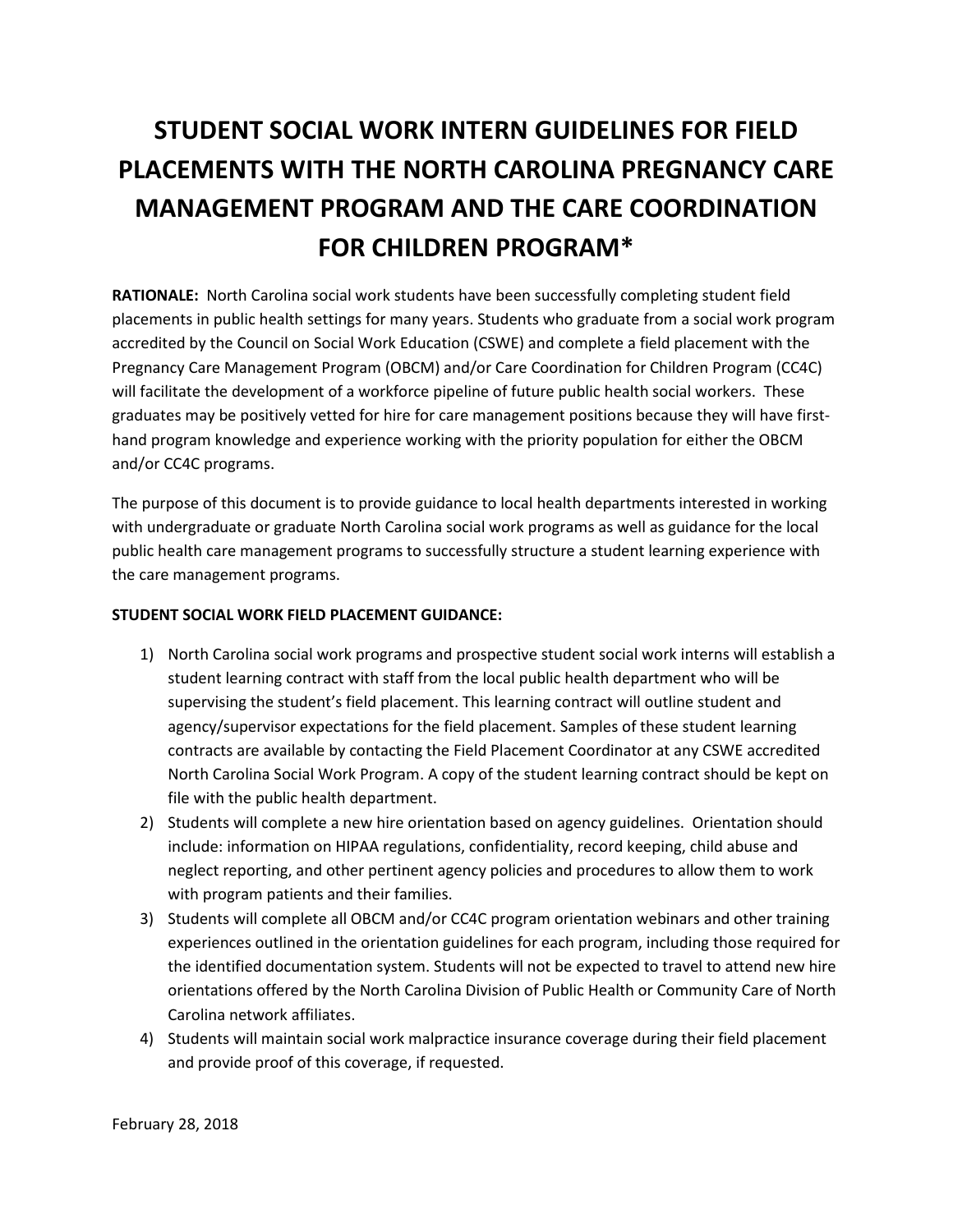# STUDENT SOCIAL WORK INTERN GUIDELINES FOR FIELD PLACEMENTS WITH THE NORTH CAROLINA PREGNANCY CARE MANAGEMENT PROGRAM AND THE CARE COORDINATION FOR CHILDREN PROGRAM*

**RATIONALE:** North Carolina social work students have been successfully completing student field placements in public health settings for many years. Students who graduate from a social work program accredited by the Council on Social Work Education (CSWE) and complete a field placement with the Pregnancy Care Management Program (OBCM) and/or Care Coordination for Children Program (CC4C) will facilitate the development of a workforce pipeline of future public health social workers. These graduates may be positively vetted for hire for care management positions because they will have first-hand program knowledge and experience working with the priority population for either the OBCM and/or CC4C programs.

The purpose of this document is to provide guidance to local health departments interested in working with undergraduate or graduate North Carolina social work programs as well as guidance for the local public health care management programs to successfully structure a student learning experience with the care management programs.

**STUDENT SOCIAL WORK FIELD PLACEMENT GUIDANCE:**

1) North Carolina social work programs and prospective student social work interns will establish a student learning contract with staff from the local public health department who will be supervising the student's field placement. This learning contract will outline student and agency/supervisor expectations for the field placement. Samples of these student learning contracts are available by contacting the Field Placement Coordinator at any CSWE accredited North Carolina Social Work Program. A copy of the student learning contract should be kept on file with the public health department.
2) Students will complete a new hire orientation based on agency guidelines. Orientation should include: information on HIPAA regulations, confidentiality, record keeping, child abuse and neglect reporting, and other pertinent agency policies and procedures to allow them to work with program patients and their families.
3) Students will complete all OBCM and/or CC4C program orientation webinars and other training experiences outlined in the orientation guidelines for each program, including those required for the identified documentation system. Students will not be expected to travel to attend new hire orientations offered by the North Carolina Division of Public Health or Community Care of North Carolina network affiliates.
4) Students will maintain social work malpractice insurance coverage during their field placement and provide proof of this coverage, if requested.

February 28, 2018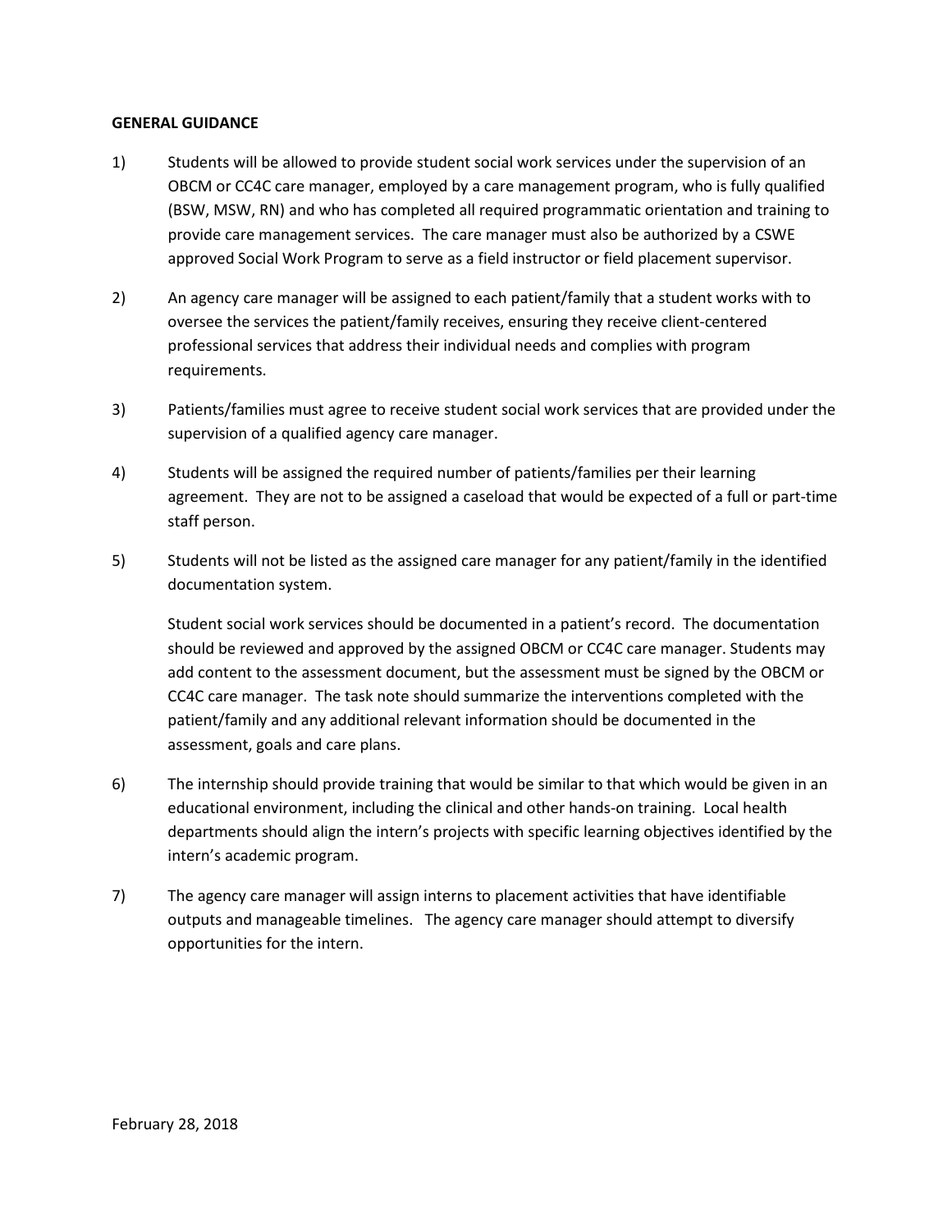**GENERAL GUIDANCE**

1) Students will be allowed to provide student social work services under the supervision of an OBCM or CC4C care manager, employed by a care management program, who is fully qualified (BSW, MSW, RN) and who has completed all required programmatic orientation and training to provide care management services. The care manager must also be authorized by a CSWE approved Social Work Program to serve as a field instructor or field placement supervisor.

2) An agency care manager will be assigned to each patient/family that a student works with to oversee the services the patient/family receives, ensuring they receive client-centered professional services that address their individual needs and complies with program requirements.

3) Patients/families must agree to receive student social work services that are provided under the supervision of a qualified agency care manager.

4) Students will be assigned the required number of patients/families per their learning agreement. They are not to be assigned a caseload that would be expected of a full or part-time staff person.

5) Students will not be listed as the assigned care manager for any patient/family in the identified documentation system.

   Student social work services should be documented in a patient's record. The documentation should be reviewed and approved by the assigned OBCM or CC4C care manager. Students may add content to the assessment document, but the assessment must be signed by the OBCM or CC4C care manager. The task note should summarize the interventions completed with the patient/family and any additional relevant information should be documented in the assessment, goals and care plans.

6) The internship should provide training that would be similar to that which would be given in an educational environment, including the clinical and other hands-on training. Local health departments should align the intern's projects with specific learning objectives identified by the intern's academic program.

7) The agency care manager will assign interns to placement activities that have identifiable outputs and manageable timelines. The agency care manager should attempt to diversify opportunities for the intern.

February 28, 2018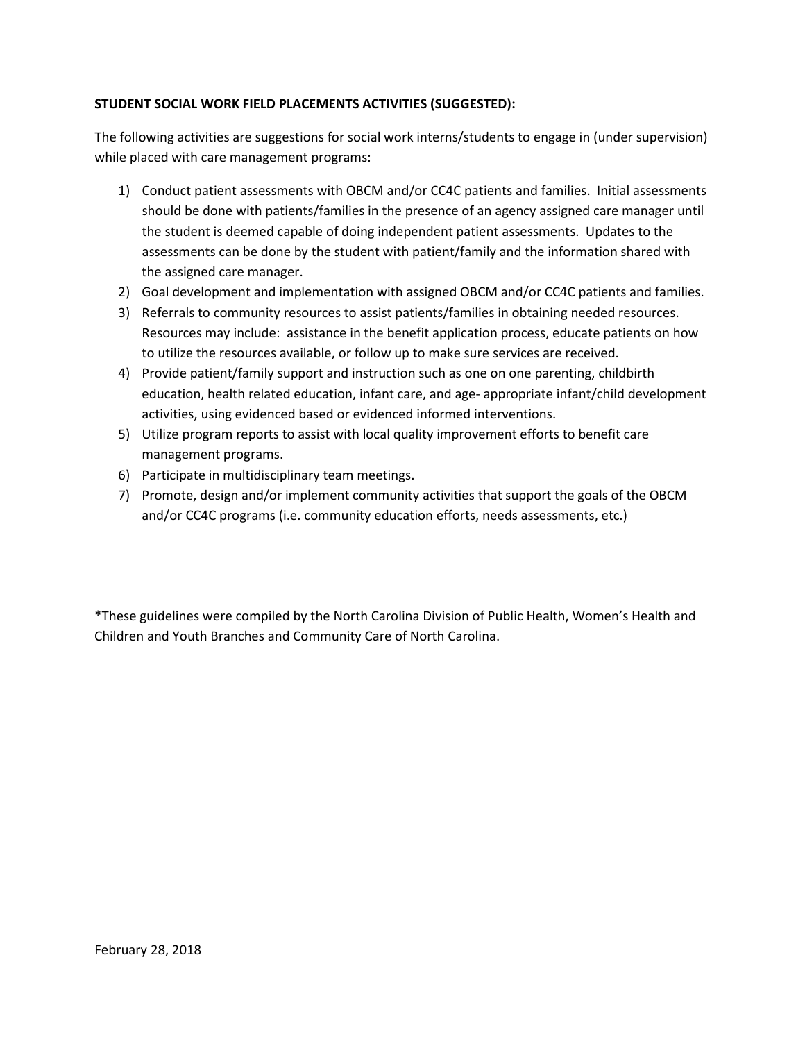**STUDENT SOCIAL WORK FIELD PLACEMENTS ACTIVITIES (SUGGESTED):**

The following activities are suggestions for social work interns/students to engage in (under supervision) while placed with care management programs:

1) Conduct patient assessments with OBCM and/or CC4C patients and families. Initial assessments should be done with patients/families in the presence of an agency assigned care manager until the student is deemed capable of doing independent patient assessments. Updates to the assessments can be done by the student with patient/family and the information shared with the assigned care manager.
2) Goal development and implementation with assigned OBCM and/or CC4C patients and families.
3) Referrals to community resources to assist patients/families in obtaining needed resources. Resources may include: assistance in the benefit application process, educate patients on how to utilize the resources available, or follow up to make sure services are received.
4) Provide patient/family support and instruction such as one on one parenting, childbirth education, health related education, infant care, and age- appropriate infant/child development activities, using evidenced based or evidenced informed interventions.
5) Utilize program reports to assist with local quality improvement efforts to benefit care management programs.
6) Participate in multidisciplinary team meetings.
7) Promote, design and/or implement community activities that support the goals of the OBCM and/or CC4C programs (i.e. community education efforts, needs assessments, etc.)

*These guidelines were compiled by the North Carolina Division of Public Health, Women's Health and Children and Youth Branches and Community Care of North Carolina.

February 28, 2018